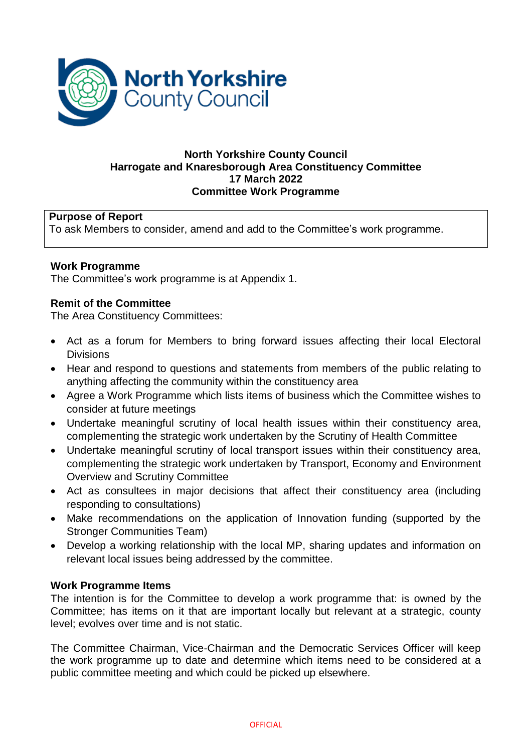**North Yorkshire County Council**
**Harrogate and Knaresborough Area Constituency Committee**
**17 March 2022**
**Committee Work Programme**

| **Purpose of Report** |
|---|
| To ask Members to consider, amend and add to the Committee's work programme. |

**Work Programme**

The Committee's work programme is at Appendix 1.

**Remit of the Committee**

The Area Constituency Committees:

- Act as a forum for Members to bring forward issues affecting their local Electoral Divisions
- Hear and respond to questions and statements from members of the public relating to anything affecting the community within the constituency area
- Agree a Work Programme which lists items of business which the Committee wishes to consider at future meetings
- Undertake meaningful scrutiny of local health issues within their constituency area, complementing the strategic work undertaken by the Scrutiny of Health Committee
- Undertake meaningful scrutiny of local transport issues within their constituency area, complementing the strategic work undertaken by Transport, Economy and Environment Overview and Scrutiny Committee
- Act as consultees in major decisions that affect their constituency area (including responding to consultations)
- Make recommendations on the application of Innovation funding (supported by the Stronger Communities Team)
- Develop a working relationship with the local MP, sharing updates and information on relevant local issues being addressed by the committee.

**Work Programme Items**

The intention is for the Committee to develop a work programme that: is owned by the Committee; has items on it that are important locally but relevant at a strategic, county level; evolves over time and is not static.

The Committee Chairman, Vice-Chairman and the Democratic Services Officer will keep the work programme up to date and determine which items need to be considered at a public committee meeting and which could be picked up elsewhere.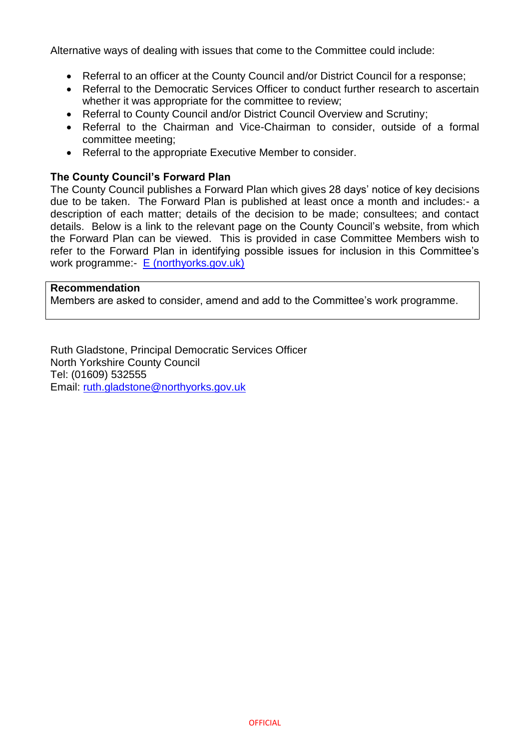Alternative ways of dealing with issues that come to the Committee could include:

- Referral to an officer at the County Council and/or District Council for a response;
- Referral to the Democratic Services Officer to conduct further research to ascertain whether it was appropriate for the committee to review;
- Referral to County Council and/or District Council Overview and Scrutiny;
- Referral to the Chairman and Vice-Chairman to consider, outside of a formal committee meeting;
- Referral to the appropriate Executive Member to consider.

**The County Council's Forward Plan**

The County Council publishes a Forward Plan which gives 28 days' notice of key decisions due to be taken. The Forward Plan is published at least once a month and includes:- a description of each matter; details of the decision to be made; consultees; and contact details. Below is a link to the relevant page on the County Council's website, from which the Forward Plan can be viewed. This is provided in case Committee Members wish to refer to the Forward Plan in identifying possible issues for inclusion in this Committee's work programme:- E (northyorks.gov.uk)

**Recommendation**

Members are asked to consider, amend and add to the Committee's work programme.

Ruth Gladstone, Principal Democratic Services Officer
North Yorkshire County Council
Tel: (01609) 532555
Email: ruth.gladstone@northyorks.gov.uk

OFFICIAL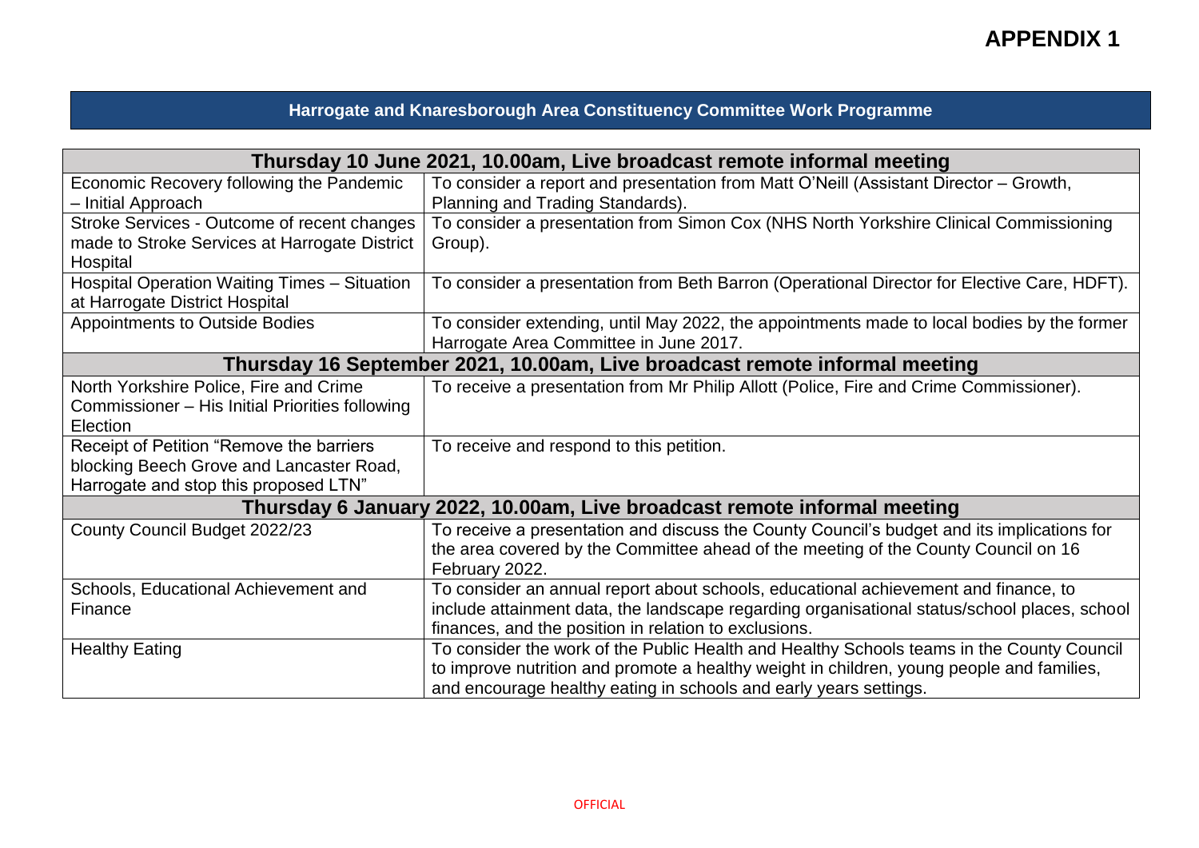# APPENDIX 1

## Harrogate and Knaresborough Area Constituency Committee Work Programme

| Thursday 10 June 2021, 10.00am, Live broadcast remote informal meeting | |
|---|---|
| Economic Recovery following the Pandemic – Initial Approach | To consider a report and presentation from Matt O'Neill (Assistant Director – Growth, Planning and Trading Standards). |
| Stroke Services - Outcome of recent changes made to Stroke Services at Harrogate District Hospital | To consider a presentation from Simon Cox (NHS North Yorkshire Clinical Commissioning Group). |
| Hospital Operation Waiting Times – Situation at Harrogate District Hospital | To consider a presentation from Beth Barron (Operational Director for Elective Care, HDFT). |
| Appointments to Outside Bodies | To consider extending, until May 2022, the appointments made to local bodies by the former Harrogate Area Committee in June 2017. |
| **Thursday 16 September 2021, 10.00am, Live broadcast remote informal meeting** | |
| North Yorkshire Police, Fire and Crime Commissioner – His Initial Priorities following Election | To receive a presentation from Mr Philip Allott (Police, Fire and Crime Commissioner). |
| Receipt of Petition "Remove the barriers blocking Beech Grove and Lancaster Road, Harrogate and stop this proposed LTN" | To receive and respond to this petition. |
| **Thursday 6 January 2022, 10.00am, Live broadcast remote informal meeting** | |
| County Council Budget 2022/23 | To receive a presentation and discuss the County Council's budget and its implications for the area covered by the Committee ahead of the meeting of the County Council on 16 February 2022. |
| Schools, Educational Achievement and Finance | To consider an annual report about schools, educational achievement and finance, to include attainment data, the landscape regarding organisational status/school places, school finances, and the position in relation to exclusions. |
| Healthy Eating | To consider the work of the Public Health and Healthy Schools teams in the County Council to improve nutrition and promote a healthy weight in children, young people and families, and encourage healthy eating in schools and early years settings. |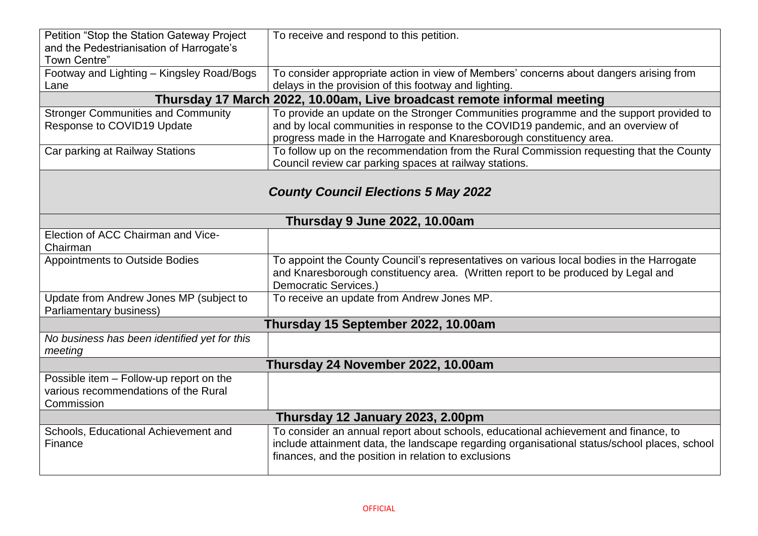| | |
|---|---|
| Petition "Stop the Station Gateway Project and the Pedestrianisation of Harrogate's Town Centre" | To receive and respond to this petition. |
| Footway and Lighting – Kingsley Road/Bogs Lane | To consider appropriate action in view of Members' concerns about dangers arising from delays in the provision of this footway and lighting. |
| **Thursday 17 March 2022, 10.00am, Live broadcast remote informal meeting** | |
| Stronger Communities and Community Response to COVID19 Update | To provide an update on the Stronger Communities programme and the support provided to and by local communities in response to the COVID19 pandemic, and an overview of progress made in the Harrogate and Knaresborough constituency area. |
| Car parking at Railway Stations | To follow up on the recommendation from the Rural Commission requesting that the County Council review car parking spaces at railway stations. |
| ***County Council Elections 5 May 2022*** | |
| **Thursday 9 June 2022, 10.00am** | |
| Election of ACC Chairman and Vice-Chairman | |
| Appointments to Outside Bodies | To appoint the County Council's representatives on various local bodies in the Harrogate and Knaresborough constituency area. (Written report to be produced by Legal and Democratic Services.) |
| Update from Andrew Jones MP (subject to Parliamentary business) | To receive an update from Andrew Jones MP. |
| **Thursday 15 September 2022, 10.00am** | |
| *No business has been identified yet for this meeting* | |
| **Thursday 24 November 2022, 10.00am** | |
| Possible item – Follow-up report on the various recommendations of the Rural Commission | |
| **Thursday 12 January 2023, 2.00pm** | |
| Schools, Educational Achievement and Finance | To consider an annual report about schools, educational achievement and finance, to include attainment data, the landscape regarding organisational status/school places, school finances, and the position in relation to exclusions |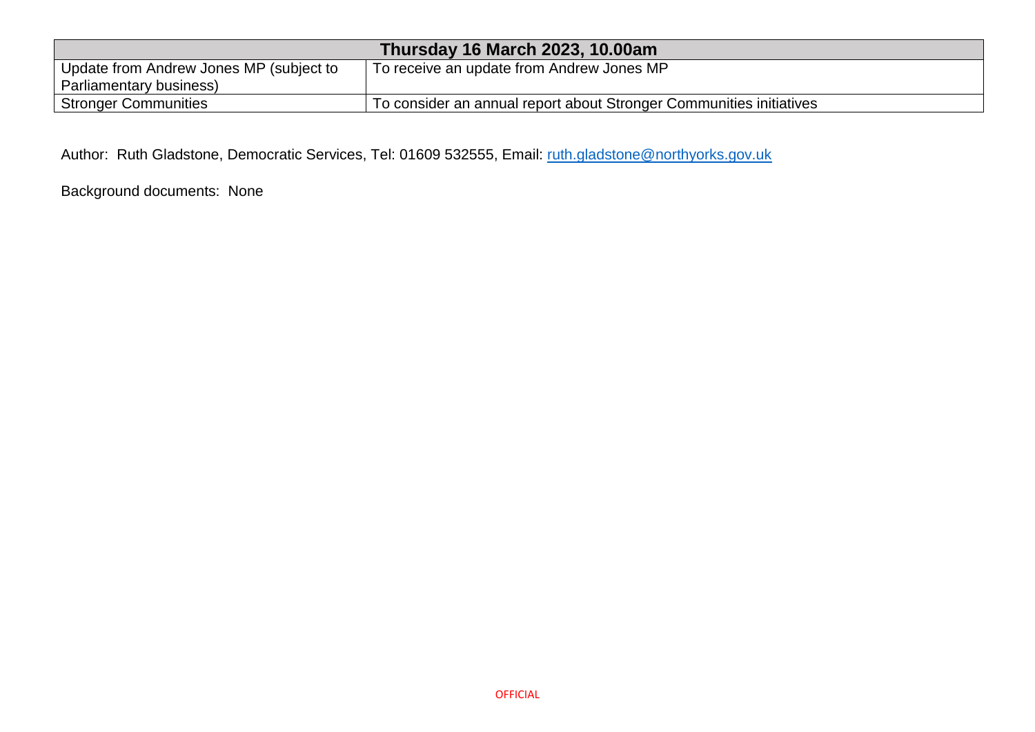| Thursday 16 March 2023, 10.00am | |
|---|---|
| Update from Andrew Jones MP (subject to Parliamentary business) | To receive an update from Andrew Jones MP |
| Stronger Communities | To consider an annual report about Stronger Communities initiatives |

Author: Ruth Gladstone, Democratic Services, Tel: 01609 532555, Email: [ruth.gladstone@northyorks.gov.uk](mailto:ruth.gladstone@northyorks.gov.uk)

Background documents: None

OFFICIAL